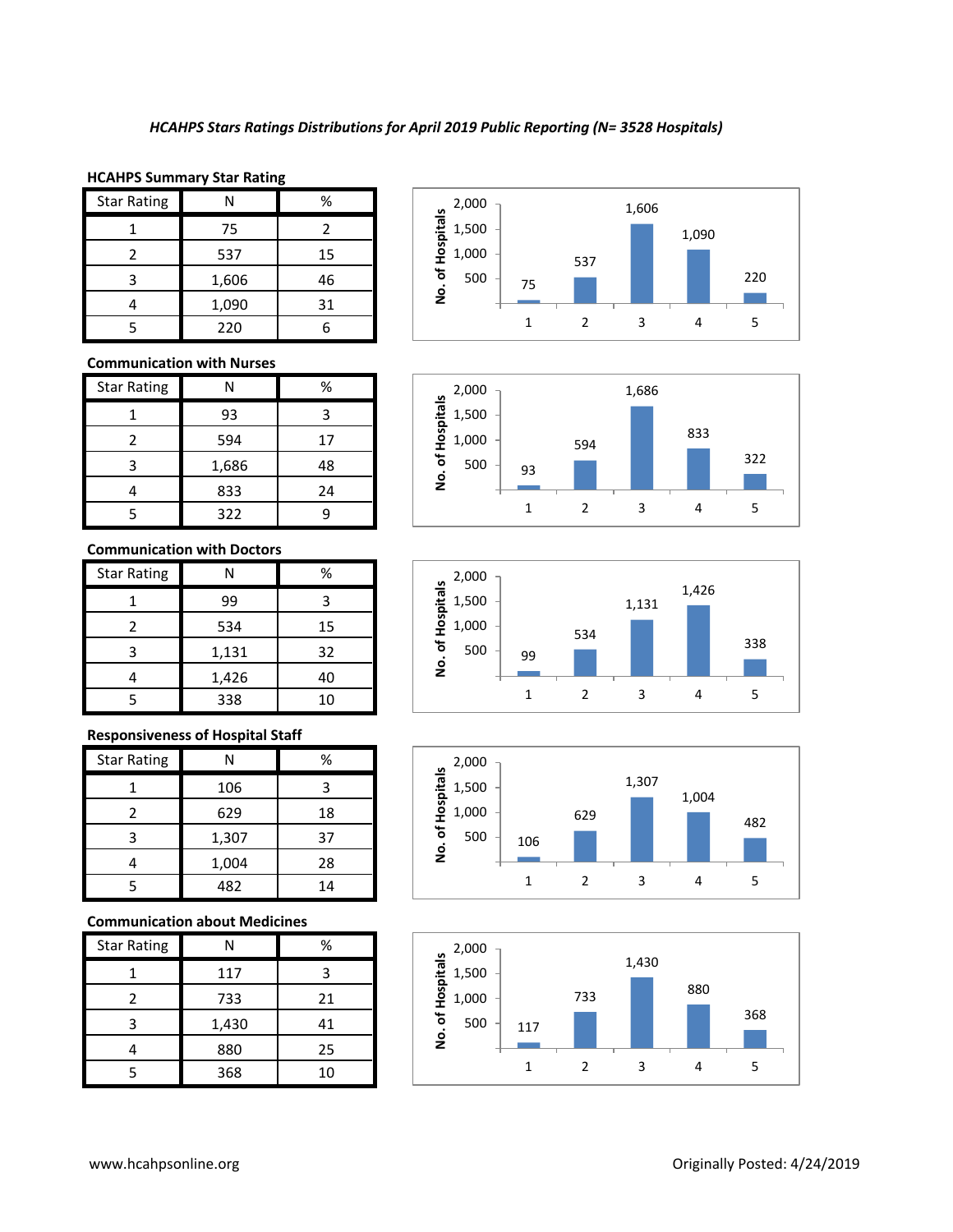*HCAHPS Stars Ratings Distributions for April 2019 Public Reporting (N= 3528 Hospitals)*

**HCAHPS Summary Star Rating**

| Star Rating | N | % |
|---|---|---|
| 1 | 75 | 2 |
| 2 | 537 | 15 |
| 3 | 1,606 | 46 |
| 4 | 1,090 | 31 |
| 5 | 220 | 6 |

**Communication with Nurses**

| Star Rating | N | % |
|---|---|---|
| 1 | 93 | 3 |
| 2 | 594 | 17 |
| 3 | 1,686 | 48 |
| 4 | 833 | 24 |
| 5 | 322 | 9 |

**Communication with Doctors**

| Star Rating | N | % |
|---|---|---|
| 1 | 99 | 3 |
| 2 | 534 | 15 |
| 3 | 1,131 | 32 |
| 4 | 1,426 | 40 |
| 5 | 338 | 10 |

**Responsiveness of Hospital Staff**

| Star Rating | N | % |
|---|---|---|
| 1 | 106 | 3 |
| 2 | 629 | 18 |
| 3 | 1,307 | 37 |
| 4 | 1,004 | 28 |
| 5 | 482 | 14 |

**Communication about Medicines**

| Star Rating | N | % |
|---|---|---|
| 1 | 117 | 3 |
| 2 | 733 | 21 |
| 3 | 1,430 | 41 |
| 4 | 880 | 25 |
| 5 | 368 | 10 |

www.hcahpsonline.org

Originally Posted: 4/24/2019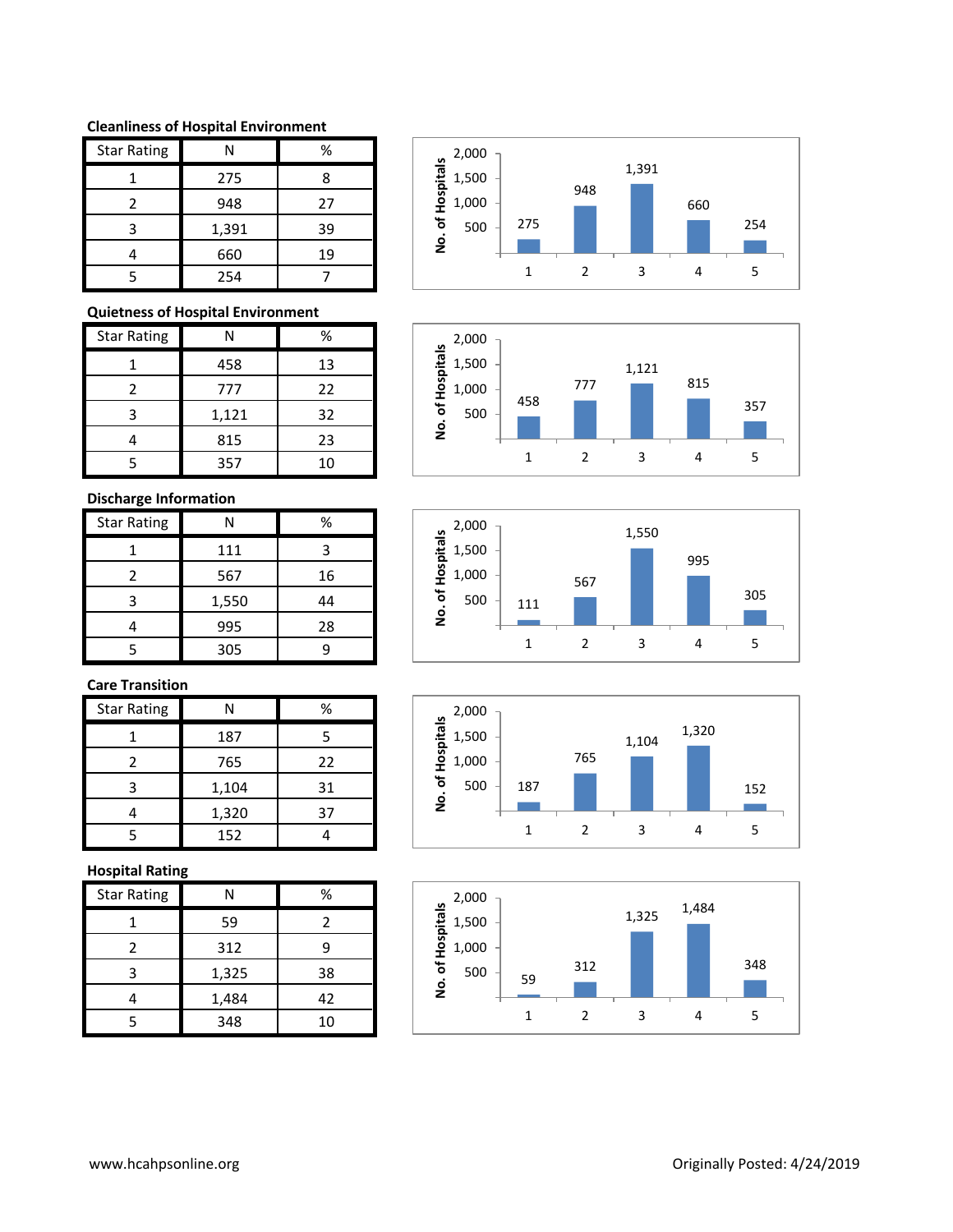### Cleanliness of Hospital Environment

| Star Rating | N | % |
|---|---|---|
| 1 | 275 | 8 |
| 2 | 948 | 27 |
| 3 | 1,391 | 39 |
| 4 | 660 | 19 |
| 5 | 254 | 7 |

### Quietness of Hospital Environment

| Star Rating | N | % |
|---|---|---|
| 1 | 458 | 13 |
| 2 | 777 | 22 |
| 3 | 1,121 | 32 |
| 4 | 815 | 23 |
| 5 | 357 | 10 |

### Discharge Information

| Star Rating | N | % |
|---|---|---|
| 1 | 111 | 3 |
| 2 | 567 | 16 |
| 3 | 1,550 | 44 |
| 4 | 995 | 28 |
| 5 | 305 | 9 |

### Care Transition

| Star Rating | N | % |
|---|---|---|
| 1 | 187 | 5 |
| 2 | 765 | 22 |
| 3 | 1,104 | 31 |
| 4 | 1,320 | 37 |
| 5 | 152 | 4 |

### Hospital Rating

| Star Rating | N | % |
|---|---|---|
| 1 | 59 | 2 |
| 2 | 312 | 9 |
| 3 | 1,325 | 38 |
| 4 | 1,484 | 42 |
| 5 | 348 | 10 |

www.hcahpsonline.org Originally Posted: 4/24/2019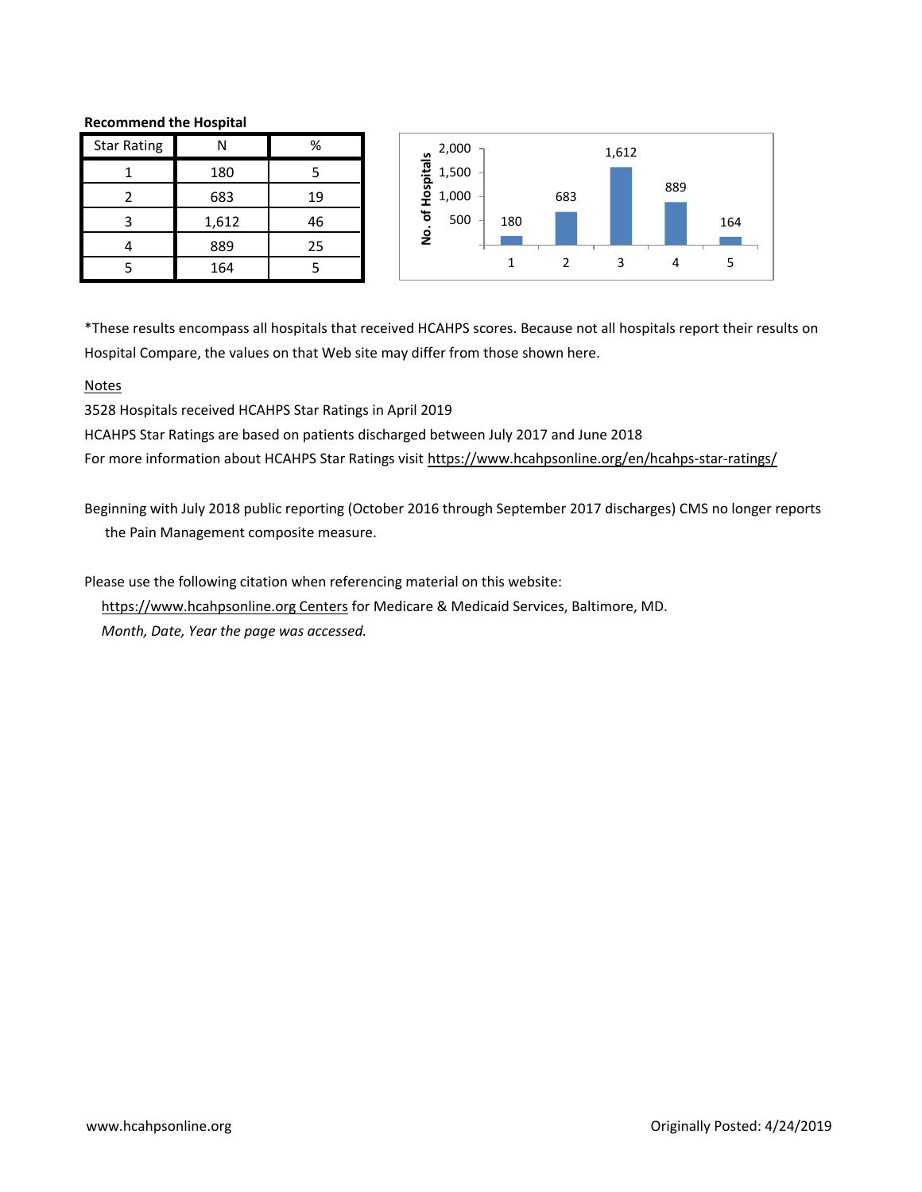**Recommend the Hospital**

| Star Rating | N | % |
|---|---|---|
| 1 | 180 | 5 |
| 2 | 683 | 19 |
| 3 | 1,612 | 46 |
| 4 | 889 | 25 |
| 5 | 164 | 5 |

No. of Hospitals
2,000
1,500
1,000
500
180
683
1,612
889
164
1
2
3
4
5

*These results encompass all hospitals that received HCAHPS scores. Because not all hospitals report their results on Hospital Compare, the values on that Web site may differ from those shown here.

Notes

3528 Hospitals received HCAHPS Star Ratings in April 2019

HCAHPS Star Ratings are based on patients discharged between July 2017 and June 2018

For more information about HCAHPS Star Ratings visit https://www.hcahpsonline.org/en/hcahps-star-ratings/

Beginning with July 2018 public reporting (October 2016 through September 2017 discharges) CMS no longer reports the Pain Management composite measure.

Please use the following citation when referencing material on this website:

https://www.hcahpsonline.org Centers for Medicare & Medicaid Services, Baltimore, MD.
*Month, Date, Year the page was accessed.*

www.hcahpsonline.org

Originally Posted: 4/24/2019